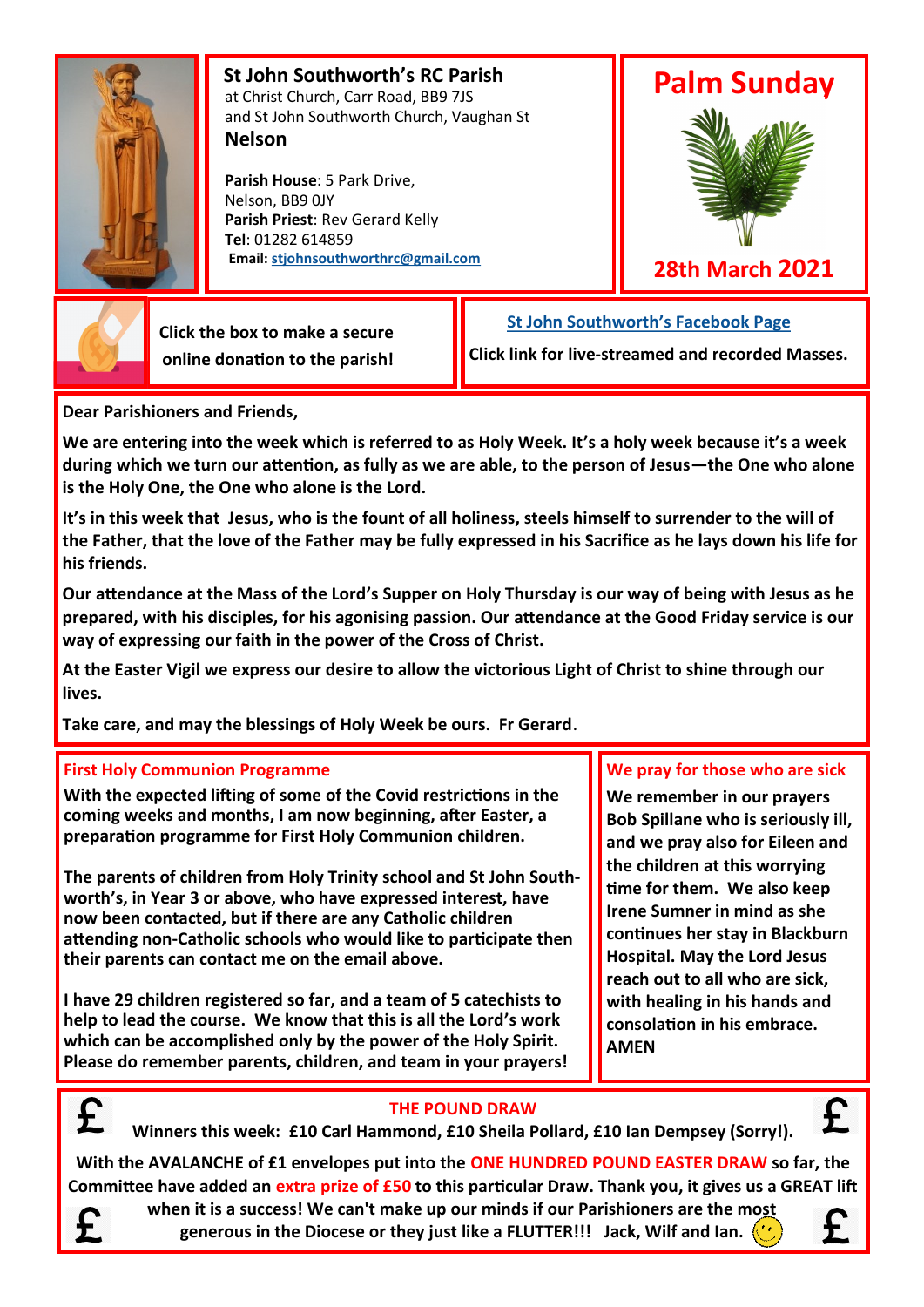## St John Southworth's RC Parish

at Christ Church, Carr Road, BB9 7JS
and St John Southworth Church, Vaughan St
**Nelson**

**Parish House**: 5 Park Drive, Nelson, BB9 0JY
**Parish Priest**: Rev Gerard Kelly
**Tel**: 01282 614859
**Email:** stjohnsouthworthrc@gmail.com

# Palm Sunday

**28th March 2021**

Click the box to make a secure online donation to the parish!

**St John Southworth's Facebook Page**

Click link for live-streamed and recorded Masses.

**Dear Parishioners and Friends,**

**We are entering into the week which is referred to as Holy Week. It's a holy week because it's a week during which we turn our attention, as fully as we are able, to the person of Jesus—the One who alone is the Holy One, the One who alone is the Lord.**

**It's in this week that Jesus, who is the fount of all holiness, steels himself to surrender to the will of the Father, that the love of the Father may be fully expressed in his Sacrifice as he lays down his life for his friends.**

**Our attendance at the Mass of the Lord's Supper on Holy Thursday is our way of being with Jesus as he prepared, with his disciples, for his agonising passion. Our attendance at the Good Friday service is our way of expressing our faith in the power of the Cross of Christ.**

**At the Easter Vigil we express our desire to allow the victorious Light of Christ to shine through our lives.**

**Take care, and may the blessings of Holy Week be ours. Fr Gerard**.

### First Holy Communion Programme

**With the expected lifting of some of the Covid restrictions in the coming weeks and months, I am now beginning, after Easter, a preparation programme for First Holy Communion children.**

**The parents of children from Holy Trinity school and St John Southworth's, in Year 3 or above, who have expressed interest, have now been contacted, but if there are any Catholic children attending non-Catholic schools who would like to participate then their parents can contact me on the email above.**

**I have 29 children registered so far, and a team of 5 catechists to help to lead the course. We know that this is all the Lord's work which can be accomplished only by the power of the Holy Spirit. Please do remember parents, children, and team in your prayers!**

### We pray for those who are sick

**We remember in our prayers Bob Spillane who is seriously ill, and we pray also for Eileen and the children at this worrying time for them. We also keep Irene Sumner in mind as she continues her stay in Blackburn Hospital. May the Lord Jesus reach out to all who are sick, with healing in his hands and consolation in his embrace. AMEN**

### THE POUND DRAW

**Winners this week: £10 Carl Hammond, £10 Sheila Pollard, £10 Ian Dempsey (Sorry!).**

**With the AVALANCHE of £1 envelopes put into the ONE HUNDRED POUND EASTER DRAW so far, the Committee have added an extra prize of £50 to this particular Draw. Thank you, it gives us a GREAT lift when it is a success! We can't make up our minds if our Parishioners are the most generous in the Diocese or they just like a FLUTTER!!! Jack, Wilf and Ian.**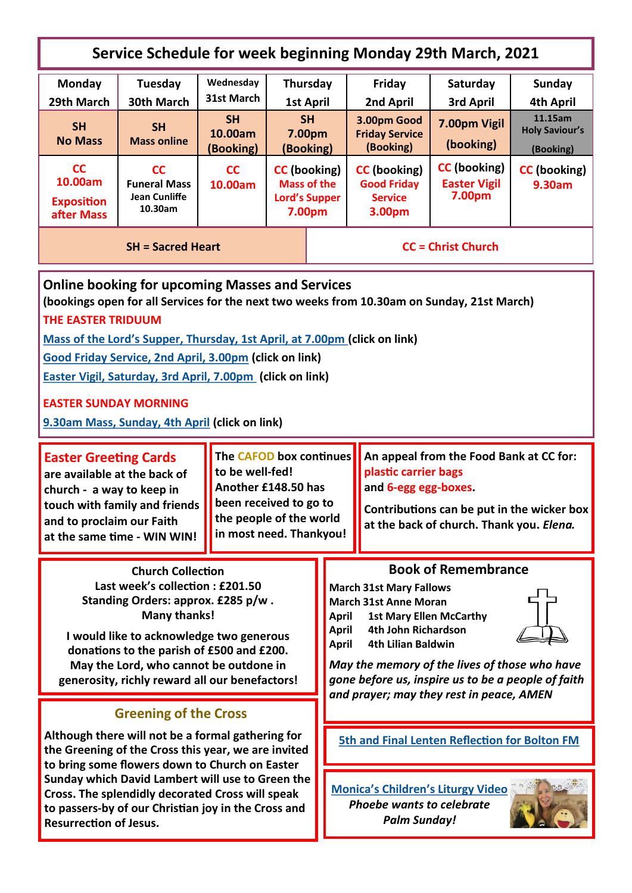## Service Schedule for week beginning Monday 29th March, 2021

| Monday 29th March | Tuesday 30th March | Wednesday 31st March | Thursday 1st April | Friday 2nd April | Saturday 3rd April | Sunday 4th April |
|---|---|---|---|---|---|---|
| SH No Mass | SH Mass online | SH 10.00am (Booking) | SH 7.00pm (Booking) | 3.00pm Good Friday Service (Booking) | 7.00pm Vigil (booking) | 11.15am Holy Saviour's (Booking) |
| CC 10.00am Exposition after Mass | CC Funeral Mass Jean Cunliffe 10.30am | CC 10.00am | CC (booking) Mass of the Lord's Supper 7.00pm | CC (booking) Good Friday Service 3.00pm | CC (booking) Easter Vigil 7.00pm | CC (booking) 9.30am |

SH = Sacred Heart | CC = Christ Church

## Online booking for upcoming Masses and Services

**(bookings open for all Services for the next two weeks from 10.30am on Sunday, 21st March)**

**THE EASTER TRIDUUM**

Mass of the Lord's Supper, Thursday, 1st April, at 7.00pm (click on link)

Good Friday Service, 2nd April, 3.00pm (click on link)

Easter Vigil, Saturday, 3rd April, 7.00pm (click on link)

**EASTER SUNDAY MORNING**

9.30am Mass, Sunday, 4th April (click on link)

**Easter Greeting Cards** are available at the back of church - a way to keep in touch with family and friends and to proclaim our Faith at the same time - WIN WIN!

The CAFOD box continues to be well-fed! Another £148.50 has been received to go to the people of the world in most need. Thankyou!

An appeal from the Food Bank at CC for: plastic carrier bags and 6-egg egg-boxes.

Contributions can be put in the wicker box at the back of church. Thank you. *Elena.*

### Church Collection

Last week's collection : £201.50
Standing Orders: approx. £285 p/w .
Many thanks!

I would like to acknowledge two generous donations to the parish of £500 and £200. May the Lord, who cannot be outdone in generosity, richly reward all our benefactors!

### Book of Remembrance

March 31st Mary Fallows
March 31st Anne Moran
April 1st Mary Ellen McCarthy
April 4th John Richardson
April 4th Lilian Baldwin

*May the memory of the lives of those who have gone before us, inspire us to be a people of faith and prayer; may they rest in peace, AMEN*

### Greening of the Cross

Although there will not be a formal gathering for the Greening of the Cross this year, we are invited to bring some flowers down to Church on Easter Sunday which David Lambert will use to Green the Cross. The splendidly decorated Cross will speak to passers-by of our Christian joy in the Cross and Resurrection of Jesus.

5th and Final Lenten Reflection for Bolton FM

Monica's Children's Liturgy Video

*Phoebe wants to celebrate Palm Sunday!*